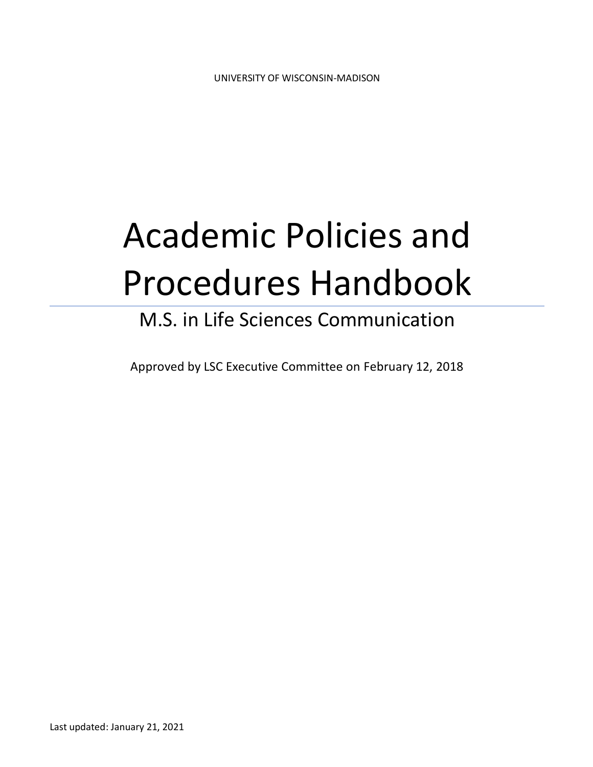UNIVERSITY OF WISCONSIN-MADISON

# Academic Policies and Procedures Handbook

## M.S. in Life Sciences Communication

Approved by LSC Executive Committee on February 12, 2018

Last updated: January 21, 2021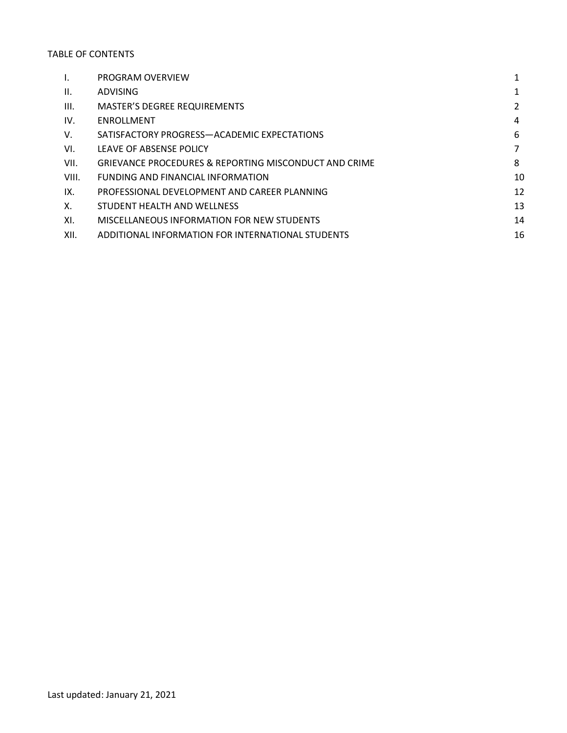TABLE OF CONTENTS

| | | |
|---|---|---|
| I. | PROGRAM OVERVIEW | 1 |
| II. | ADVISING | 1 |
| III. | MASTER'S DEGREE REQUIREMENTS | 2 |
| IV. | ENROLLMENT | 4 |
| V. | SATISFACTORY PROGRESS—ACADEMIC EXPECTATIONS | 6 |
| VI. | LEAVE OF ABSENSE POLICY | 7 |
| VII. | GRIEVANCE PROCEDURES & REPORTING MISCONDUCT AND CRIME | 8 |
| VIII. | FUNDING AND FINANCIAL INFORMATION | 10 |
| IX. | PROFESSIONAL DEVELOPMENT AND CAREER PLANNING | 12 |
| X. | STUDENT HEALTH AND WELLNESS | 13 |
| XI. | MISCELLANEOUS INFORMATION FOR NEW STUDENTS | 14 |
| XII. | ADDITIONAL INFORMATION FOR INTERNATIONAL STUDENTS | 16 |

Last updated: January 21, 2021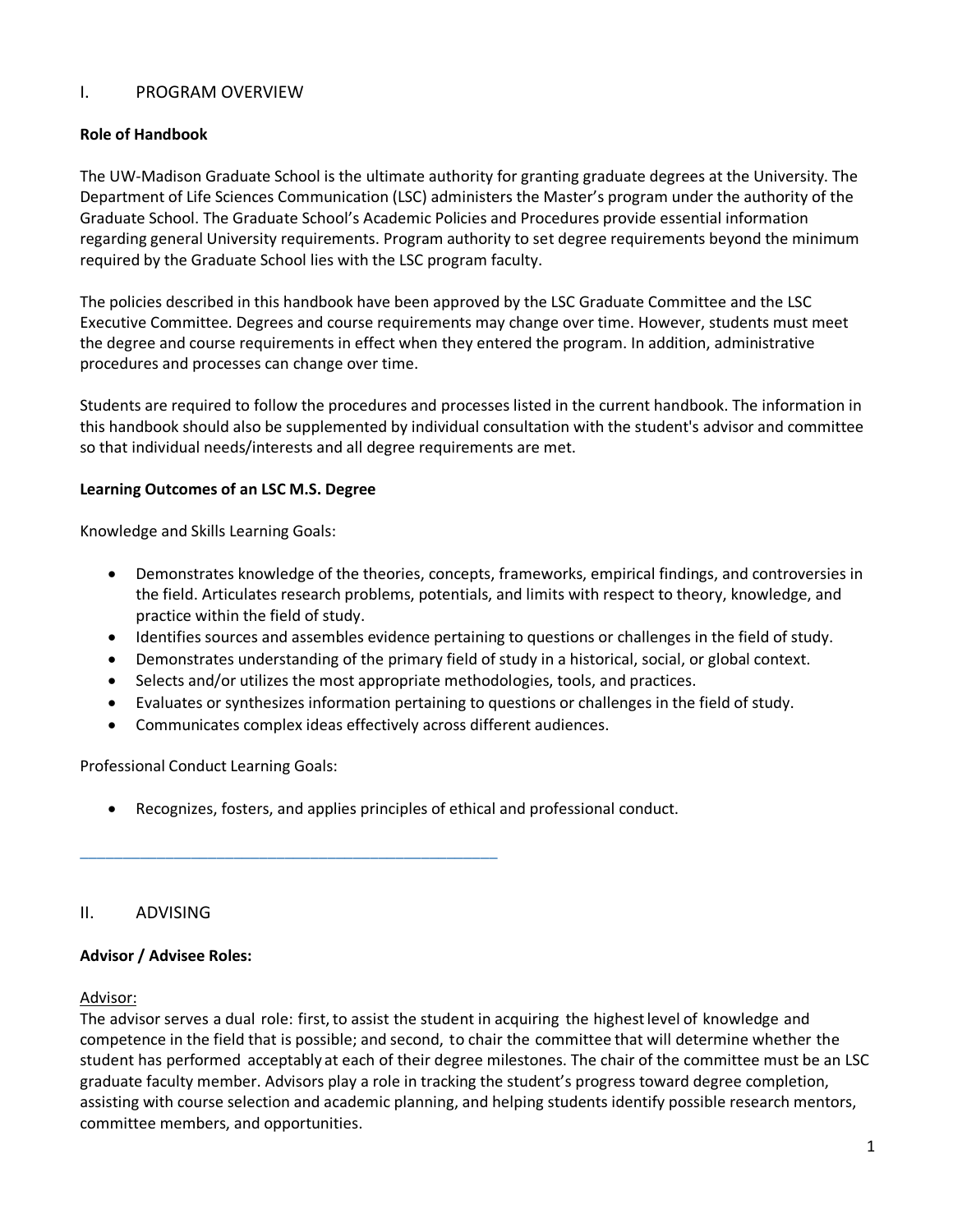## I. PROGRAM OVERVIEW

**Role of Handbook**

The UW-Madison Graduate School is the ultimate authority for granting graduate degrees at the University. The Department of Life Sciences Communication (LSC) administers the Master's program under the authority of the Graduate School. The Graduate School's Academic Policies and Procedures provide essential information regarding general University requirements. Program authority to set degree requirements beyond the minimum required by the Graduate School lies with the LSC program faculty.

The policies described in this handbook have been approved by the LSC Graduate Committee and the LSC Executive Committee. Degrees and course requirements may change over time. However, students must meet the degree and course requirements in effect when they entered the program. In addition, administrative procedures and processes can change over time.

Students are required to follow the procedures and processes listed in the current handbook. The information in this handbook should also be supplemented by individual consultation with the student's advisor and committee so that individual needs/interests and all degree requirements are met.

**Learning Outcomes of an LSC M.S. Degree**

Knowledge and Skills Learning Goals:

- Demonstrates knowledge of the theories, concepts, frameworks, empirical findings, and controversies in the field. Articulates research problems, potentials, and limits with respect to theory, knowledge, and practice within the field of study.
- Identifies sources and assembles evidence pertaining to questions or challenges in the field of study.
- Demonstrates understanding of the primary field of study in a historical, social, or global context.
- Selects and/or utilizes the most appropriate methodologies, tools, and practices.
- Evaluates or synthesizes information pertaining to questions or challenges in the field of study.
- Communicates complex ideas effectively across different audiences.

Professional Conduct Learning Goals:

- Recognizes, fosters, and applies principles of ethical and professional conduct.

---

## II. ADVISING

**Advisor / Advisee Roles:**

Advisor:
The advisor serves a dual role: first, to assist the student in acquiring the highest level of knowledge and competence in the field that is possible; and second, to chair the committee that will determine whether the student has performed acceptably at each of their degree milestones. The chair of the committee must be an LSC graduate faculty member. Advisors play a role in tracking the student's progress toward degree completion, assisting with course selection and academic planning, and helping students identify possible research mentors, committee members, and opportunities.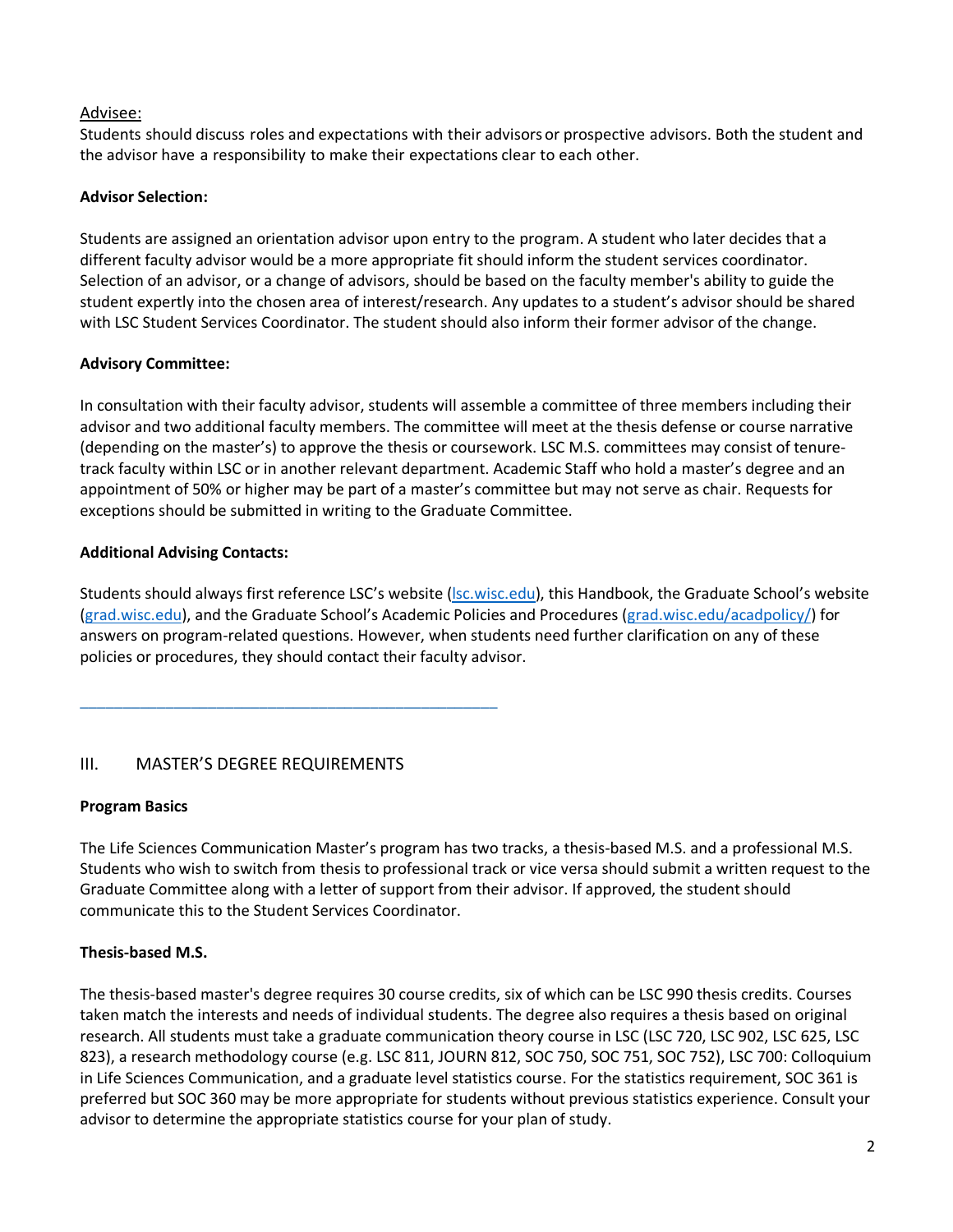Advisee:
Students should discuss roles and expectations with their advisors or prospective advisors. Both the student and the advisor have a responsibility to make their expectations clear to each other.

**Advisor Selection:**

Students are assigned an orientation advisor upon entry to the program. A student who later decides that a different faculty advisor would be a more appropriate fit should inform the student services coordinator. Selection of an advisor, or a change of advisors, should be based on the faculty member's ability to guide the student expertly into the chosen area of interest/research. Any updates to a student's advisor should be shared with LSC Student Services Coordinator. The student should also inform their former advisor of the change.

**Advisory Committee:**

In consultation with their faculty advisor, students will assemble a committee of three members including their advisor and two additional faculty members. The committee will meet at the thesis defense or course narrative (depending on the master's) to approve the thesis or coursework. LSC M.S. committees may consist of tenure-track faculty within LSC or in another relevant department. Academic Staff who hold a master's degree and an appointment of 50% or higher may be part of a master's committee but may not serve as chair. Requests for exceptions should be submitted in writing to the Graduate Committee.

**Additional Advising Contacts:**

Students should always first reference LSC's website (lsc.wisc.edu), this Handbook, the Graduate School's website (grad.wisc.edu), and the Graduate School's Academic Policies and Procedures (grad.wisc.edu/acadpolicy/) for answers on program-related questions. However, when students need further clarification on any of these policies or procedures, they should contact their faculty advisor.

---

## III. MASTER'S DEGREE REQUIREMENTS

**Program Basics**

The Life Sciences Communication Master's program has two tracks, a thesis-based M.S. and a professional M.S. Students who wish to switch from thesis to professional track or vice versa should submit a written request to the Graduate Committee along with a letter of support from their advisor. If approved, the student should communicate this to the Student Services Coordinator.

**Thesis-based M.S.**

The thesis-based master's degree requires 30 course credits, six of which can be LSC 990 thesis credits. Courses taken match the interests and needs of individual students. The degree also requires a thesis based on original research. All students must take a graduate communication theory course in LSC (LSC 720, LSC 902, LSC 625, LSC 823), a research methodology course (e.g. LSC 811, JOURN 812, SOC 750, SOC 751, SOC 752), LSC 700: Colloquium in Life Sciences Communication, and a graduate level statistics course. For the statistics requirement, SOC 361 is preferred but SOC 360 may be more appropriate for students without previous statistics experience. Consult your advisor to determine the appropriate statistics course for your plan of study.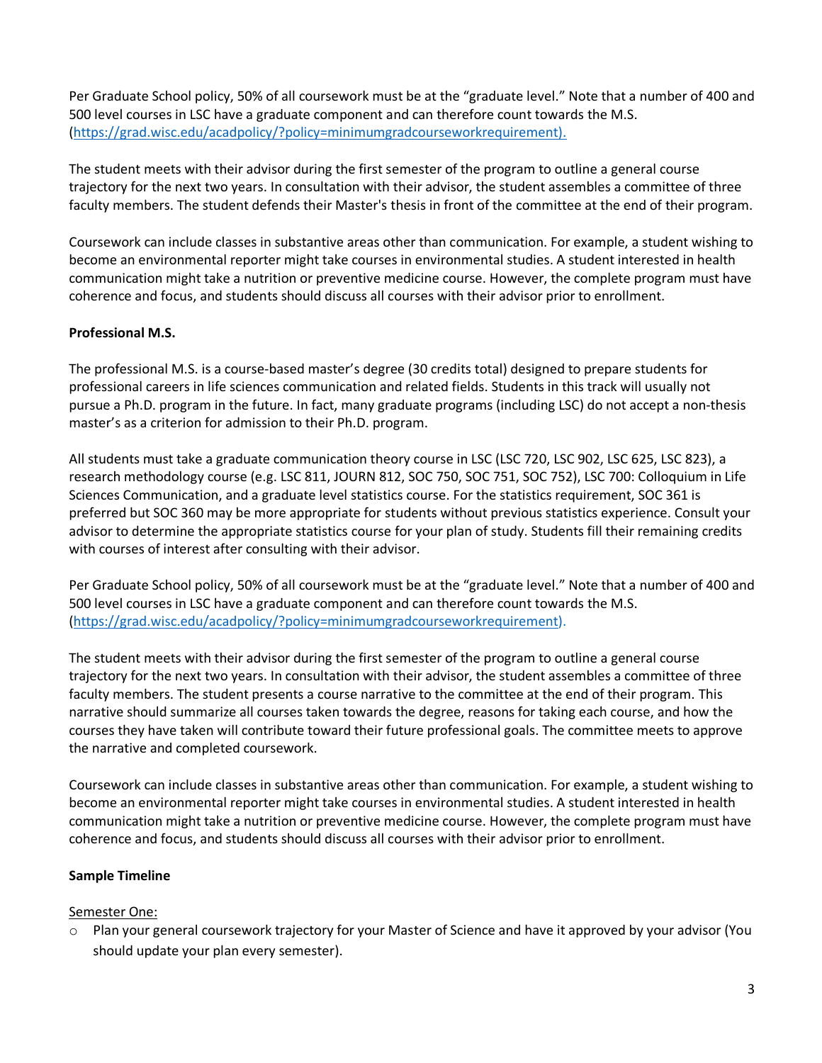Per Graduate School policy, 50% of all coursework must be at the "graduate level." Note that a number of 400 and 500 level courses in LSC have a graduate component and can therefore count towards the M.S. (https://grad.wisc.edu/acadpolicy/?policy=minimumgradcourseworkrequirement).

The student meets with their advisor during the first semester of the program to outline a general course trajectory for the next two years. In consultation with their advisor, the student assembles a committee of three faculty members. The student defends their Master's thesis in front of the committee at the end of their program.

Coursework can include classes in substantive areas other than communication. For example, a student wishing to become an environmental reporter might take courses in environmental studies. A student interested in health communication might take a nutrition or preventive medicine course. However, the complete program must have coherence and focus, and students should discuss all courses with their advisor prior to enrollment.

**Professional M.S.**

The professional M.S. is a course-based master's degree (30 credits total) designed to prepare students for professional careers in life sciences communication and related fields. Students in this track will usually not pursue a Ph.D. program in the future. In fact, many graduate programs (including LSC) do not accept a non-thesis master's as a criterion for admission to their Ph.D. program.

All students must take a graduate communication theory course in LSC (LSC 720, LSC 902, LSC 625, LSC 823), a research methodology course (e.g. LSC 811, JOURN 812, SOC 750, SOC 751, SOC 752), LSC 700: Colloquium in Life Sciences Communication, and a graduate level statistics course. For the statistics requirement, SOC 361 is preferred but SOC 360 may be more appropriate for students without previous statistics experience. Consult your advisor to determine the appropriate statistics course for your plan of study. Students fill their remaining credits with courses of interest after consulting with their advisor.

Per Graduate School policy, 50% of all coursework must be at the "graduate level." Note that a number of 400 and 500 level courses in LSC have a graduate component and can therefore count towards the M.S. (https://grad.wisc.edu/acadpolicy/?policy=minimumgradcourseworkrequirement).

The student meets with their advisor during the first semester of the program to outline a general course trajectory for the next two years. In consultation with their advisor, the student assembles a committee of three faculty members. The student presents a course narrative to the committee at the end of their program. This narrative should summarize all courses taken towards the degree, reasons for taking each course, and how the courses they have taken will contribute toward their future professional goals. The committee meets to approve the narrative and completed coursework.

Coursework can include classes in substantive areas other than communication. For example, a student wishing to become an environmental reporter might take courses in environmental studies. A student interested in health communication might take a nutrition or preventive medicine course. However, the complete program must have coherence and focus, and students should discuss all courses with their advisor prior to enrollment.

**Sample Timeline**

Semester One:

- Plan your general coursework trajectory for your Master of Science and have it approved by your advisor (You should update your plan every semester).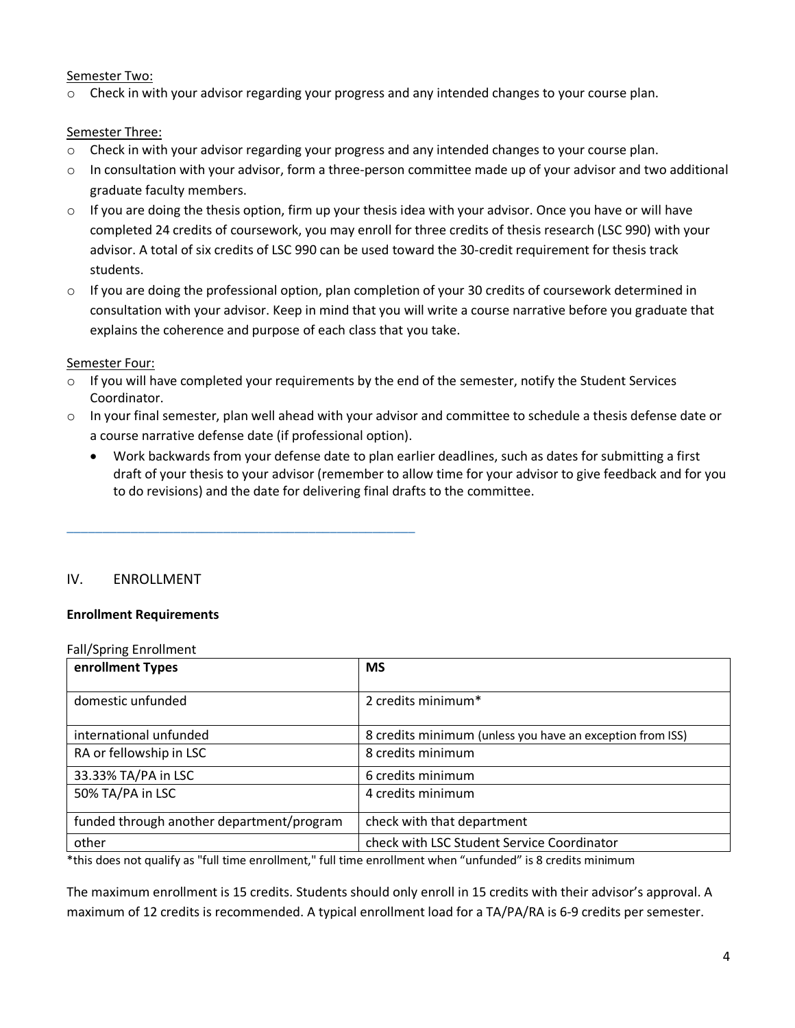Semester Two:

- Check in with your advisor regarding your progress and any intended changes to your course plan.

Semester Three:

- Check in with your advisor regarding your progress and any intended changes to your course plan.
- In consultation with your advisor, form a three-person committee made up of your advisor and two additional graduate faculty members.
- If you are doing the thesis option, firm up your thesis idea with your advisor. Once you have or will have completed 24 credits of coursework, you may enroll for three credits of thesis research (LSC 990) with your advisor. A total of six credits of LSC 990 can be used toward the 30-credit requirement for thesis track students.
- If you are doing the professional option, plan completion of your 30 credits of coursework determined in consultation with your advisor. Keep in mind that you will write a course narrative before you graduate that explains the coherence and purpose of each class that you take.

Semester Four:

- If you will have completed your requirements by the end of the semester, notify the Student Services Coordinator.
- In your final semester, plan well ahead with your advisor and committee to schedule a thesis defense date or a course narrative defense date (if professional option).
  - Work backwards from your defense date to plan earlier deadlines, such as dates for submitting a first draft of your thesis to your advisor (remember to allow time for your advisor to give feedback and for you to do revisions) and the date for delivering final drafts to the committee.

---

## IV. ENROLLMENT

**Enrollment Requirements**

Fall/Spring Enrollment

| enrollment Types | MS |
|---|---|
| domestic unfunded | 2 credits minimum* |
| international unfunded | 8 credits minimum (unless you have an exception from ISS) |
| RA or fellowship in LSC | 8 credits minimum |
| 33.33% TA/PA in LSC | 6 credits minimum |
| 50% TA/PA in LSC | 4 credits minimum |
| funded through another department/program | check with that department |
| other | check with LSC Student Service Coordinator |

*this does not qualify as "full time enrollment," full time enrollment when "unfunded" is 8 credits minimum

The maximum enrollment is 15 credits. Students should only enroll in 15 credits with their advisor's approval. A maximum of 12 credits is recommended. A typical enrollment load for a TA/PA/RA is 6-9 credits per semester.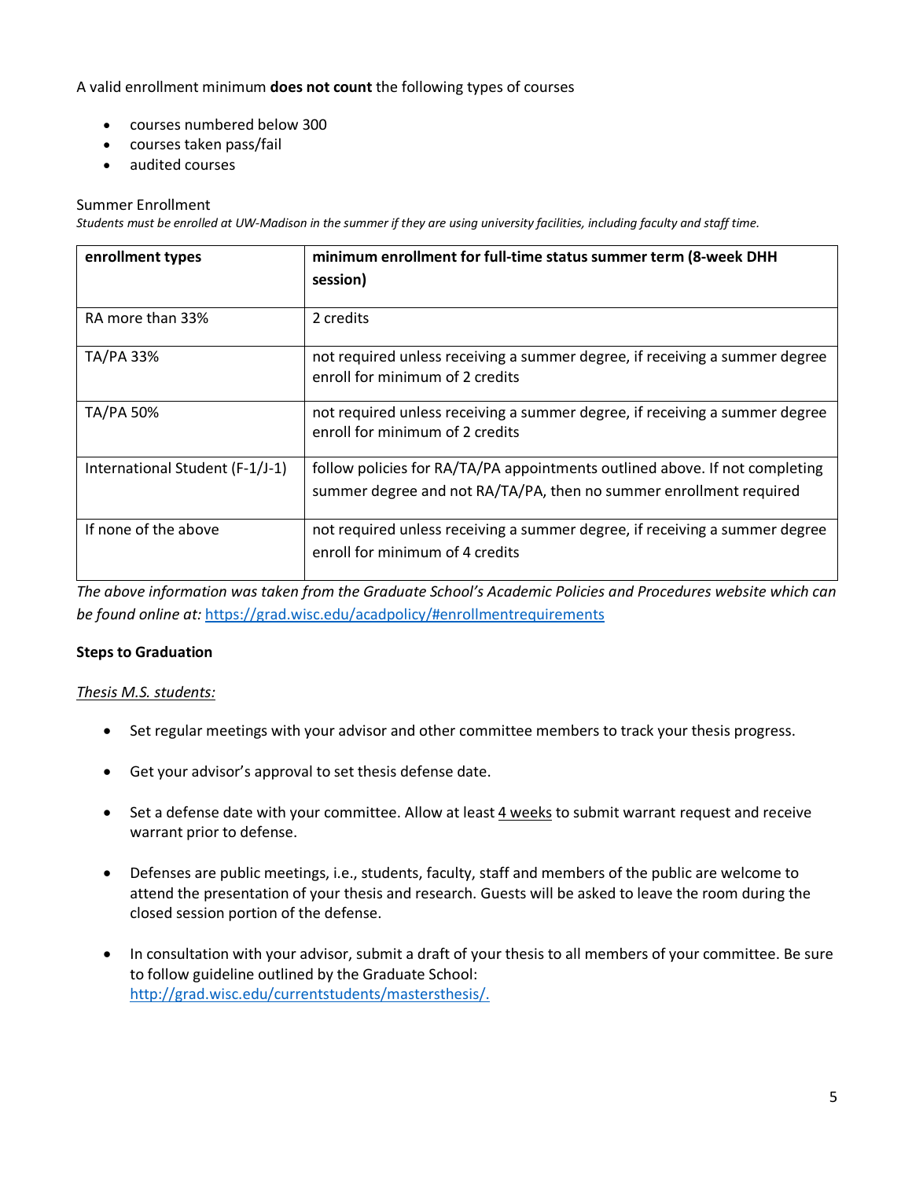A valid enrollment minimum **does not count** the following types of courses

- courses numbered below 300
- courses taken pass/fail
- audited courses

Summer Enrollment

*Students must be enrolled at UW-Madison in the summer if they are using university facilities, including faculty and staff time.*

| **enrollment types** | **minimum enrollment for full-time status summer term (8-week DHH session)** |
|---|---|
| RA more than 33% | 2 credits |
| TA/PA 33% | not required unless receiving a summer degree, if receiving a summer degree enroll for minimum of 2 credits |
| TA/PA 50% | not required unless receiving a summer degree, if receiving a summer degree enroll for minimum of 2 credits |
| International Student (F-1/J-1) | follow policies for RA/TA/PA appointments outlined above. If not completing summer degree and not RA/TA/PA, then no summer enrollment required |
| If none of the above | not required unless receiving a summer degree, if receiving a summer degree enroll for minimum of 4 credits |

*The above information was taken from the Graduate School's Academic Policies and Procedures website which can be found online at:* https://grad.wisc.edu/acadpolicy/#enrollmentrequirements

**Steps to Graduation**

*Thesis M.S. students:*

- Set regular meetings with your advisor and other committee members to track your thesis progress.
- Get your advisor's approval to set thesis defense date.
- Set a defense date with your committee. Allow at least 4 weeks to submit warrant request and receive warrant prior to defense.
- Defenses are public meetings, i.e., students, faculty, staff and members of the public are welcome to attend the presentation of your thesis and research. Guests will be asked to leave the room during the closed session portion of the defense.
- In consultation with your advisor, submit a draft of your thesis to all members of your committee. Be sure to follow guideline outlined by the Graduate School: http://grad.wisc.edu/currentstudents/mastersthesis/.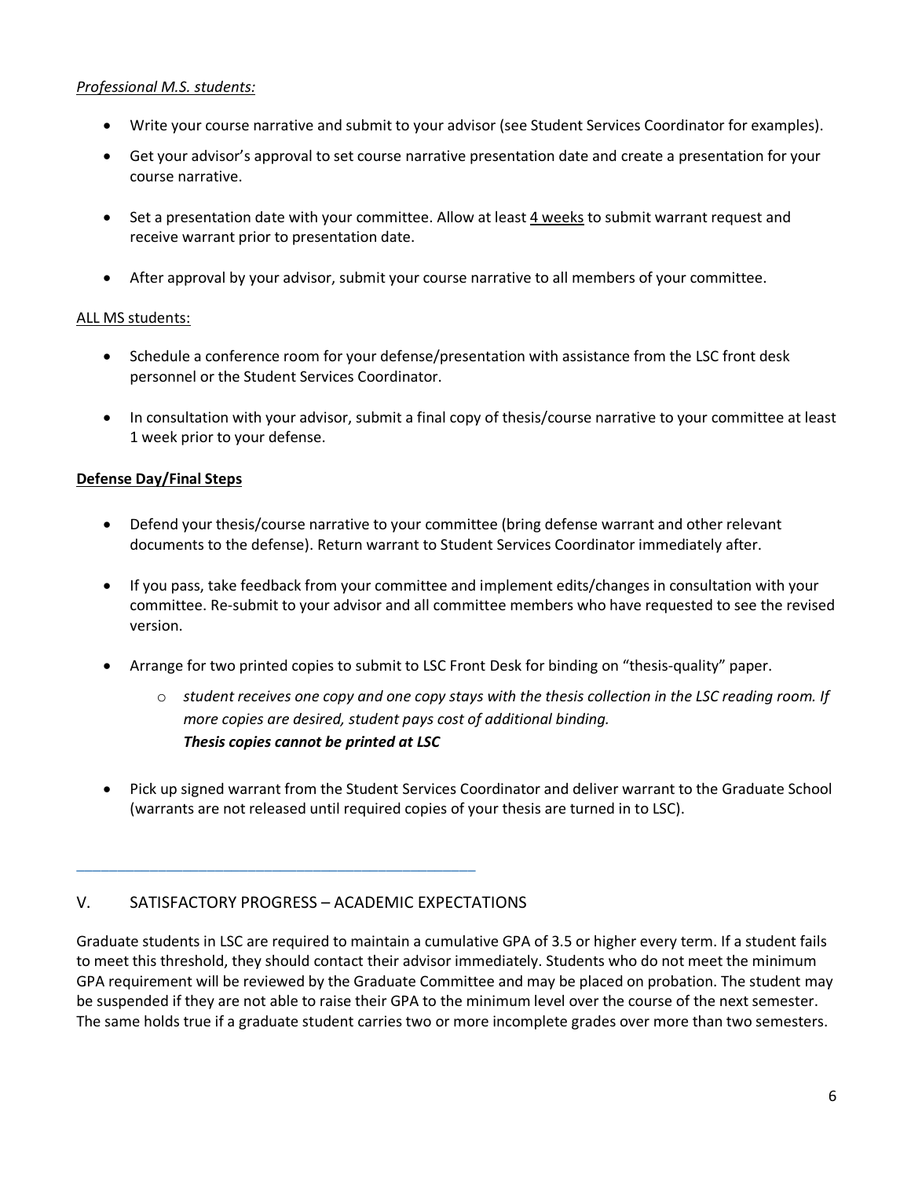*Professional M.S. students:*

- Write your course narrative and submit to your advisor (see Student Services Coordinator for examples).
- Get your advisor's approval to set course narrative presentation date and create a presentation for your course narrative.
- Set a presentation date with your committee. Allow at least 4 weeks to submit warrant request and receive warrant prior to presentation date.
- After approval by your advisor, submit your course narrative to all members of your committee.

ALL MS students:

- Schedule a conference room for your defense/presentation with assistance from the LSC front desk personnel or the Student Services Coordinator.
- In consultation with your advisor, submit a final copy of thesis/course narrative to your committee at least 1 week prior to your defense.

**Defense Day/Final Steps**

- Defend your thesis/course narrative to your committee (bring defense warrant and other relevant documents to the defense). Return warrant to Student Services Coordinator immediately after.
- If you pass, take feedback from your committee and implement edits/changes in consultation with your committee. Re-submit to your advisor and all committee members who have requested to see the revised version.
- Arrange for two printed copies to submit to LSC Front Desk for binding on "thesis-quality" paper.
  - *student receives one copy and one copy stays with the thesis collection in the LSC reading room. If more copies are desired, student pays cost of additional binding.*
    ***Thesis copies cannot be printed at LSC***
- Pick up signed warrant from the Student Services Coordinator and deliver warrant to the Graduate School (warrants are not released until required copies of your thesis are turned in to LSC).

---

## V. SATISFACTORY PROGRESS – ACADEMIC EXPECTATIONS

Graduate students in LSC are required to maintain a cumulative GPA of 3.5 or higher every term. If a student fails to meet this threshold, they should contact their advisor immediately. Students who do not meet the minimum GPA requirement will be reviewed by the Graduate Committee and may be placed on probation. The student may be suspended if they are not able to raise their GPA to the minimum level over the course of the next semester. The same holds true if a graduate student carries two or more incomplete grades over more than two semesters.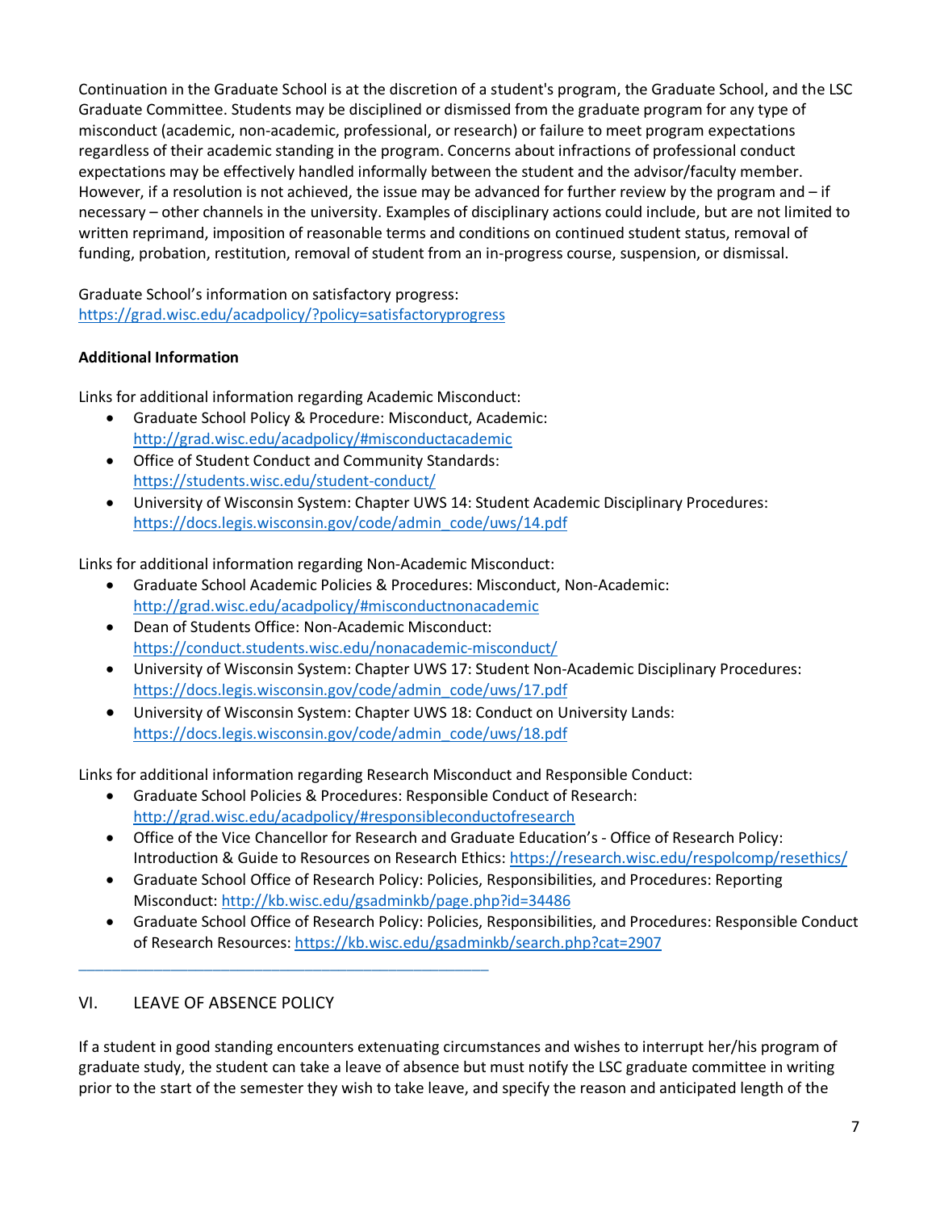Continuation in the Graduate School is at the discretion of a student's program, the Graduate School, and the LSC Graduate Committee. Students may be disciplined or dismissed from the graduate program for any type of misconduct (academic, non-academic, professional, or research) or failure to meet program expectations regardless of their academic standing in the program. Concerns about infractions of professional conduct expectations may be effectively handled informally between the student and the advisor/faculty member. However, if a resolution is not achieved, the issue may be advanced for further review by the program and – if necessary – other channels in the university. Examples of disciplinary actions could include, but are not limited to written reprimand, imposition of reasonable terms and conditions on continued student status, removal of funding, probation, restitution, removal of student from an in-progress course, suspension, or dismissal.

Graduate School's information on satisfactory progress:
https://grad.wisc.edu/acadpolicy/?policy=satisfactoryprogress

**Additional Information**

Links for additional information regarding Academic Misconduct:

- Graduate School Policy & Procedure: Misconduct, Academic: http://grad.wisc.edu/acadpolicy/#misconductacademic
- Office of Student Conduct and Community Standards: https://students.wisc.edu/student-conduct/
- University of Wisconsin System: Chapter UWS 14: Student Academic Disciplinary Procedures: https://docs.legis.wisconsin.gov/code/admin_code/uws/14.pdf

Links for additional information regarding Non-Academic Misconduct:

- Graduate School Academic Policies & Procedures: Misconduct, Non-Academic: http://grad.wisc.edu/acadpolicy/#misconductnonacademic
- Dean of Students Office: Non-Academic Misconduct: https://conduct.students.wisc.edu/nonacademic-misconduct/
- University of Wisconsin System: Chapter UWS 17: Student Non-Academic Disciplinary Procedures: https://docs.legis.wisconsin.gov/code/admin_code/uws/17.pdf
- University of Wisconsin System: Chapter UWS 18: Conduct on University Lands: https://docs.legis.wisconsin.gov/code/admin_code/uws/18.pdf

Links for additional information regarding Research Misconduct and Responsible Conduct:

- Graduate School Policies & Procedures: Responsible Conduct of Research: http://grad.wisc.edu/acadpolicy/#responsibleconductofresearch
- Office of the Vice Chancellor for Research and Graduate Education's - Office of Research Policy: Introduction & Guide to Resources on Research Ethics: https://research.wisc.edu/respolcomp/resethics/
- Graduate School Office of Research Policy: Policies, Responsibilities, and Procedures: Reporting Misconduct: http://kb.wisc.edu/gsadminkb/page.php?id=34486
- Graduate School Office of Research Policy: Policies, Responsibilities, and Procedures: Responsible Conduct of Research Resources: https://kb.wisc.edu/gsadminkb/search.php?cat=2907

---

## VI. LEAVE OF ABSENCE POLICY

If a student in good standing encounters extenuating circumstances and wishes to interrupt her/his program of graduate study, the student can take a leave of absence but must notify the LSC graduate committee in writing prior to the start of the semester they wish to take leave, and specify the reason and anticipated length of the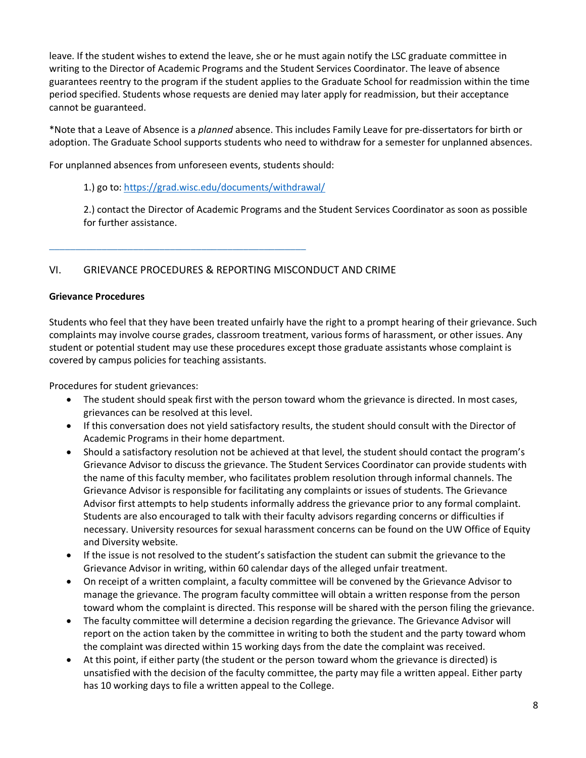leave. If the student wishes to extend the leave, she or he must again notify the LSC graduate committee in writing to the Director of Academic Programs and the Student Services Coordinator. The leave of absence guarantees reentry to the program if the student applies to the Graduate School for readmission within the time period specified. Students whose requests are denied may later apply for readmission, but their acceptance cannot be guaranteed.

*Note that a Leave of Absence is a *planned* absence. This includes Family Leave for pre-dissertators for birth or adoption. The Graduate School supports students who need to withdraw for a semester for unplanned absences.

For unplanned absences from unforeseen events, students should:

1.) go to: https://grad.wisc.edu/documents/withdrawal/

2.) contact the Director of Academic Programs and the Student Services Coordinator as soon as possible for further assistance.

---

## VI. GRIEVANCE PROCEDURES & REPORTING MISCONDUCT AND CRIME

**Grievance Procedures**

Students who feel that they have been treated unfairly have the right to a prompt hearing of their grievance. Such complaints may involve course grades, classroom treatment, various forms of harassment, or other issues. Any student or potential student may use these procedures except those graduate assistants whose complaint is covered by campus policies for teaching assistants.

Procedures for student grievances:

- The student should speak first with the person toward whom the grievance is directed. In most cases, grievances can be resolved at this level.
- If this conversation does not yield satisfactory results, the student should consult with the Director of Academic Programs in their home department.
- Should a satisfactory resolution not be achieved at that level, the student should contact the program's Grievance Advisor to discuss the grievance. The Student Services Coordinator can provide students with the name of this faculty member, who facilitates problem resolution through informal channels. The Grievance Advisor is responsible for facilitating any complaints or issues of students. The Grievance Advisor first attempts to help students informally address the grievance prior to any formal complaint. Students are also encouraged to talk with their faculty advisors regarding concerns or difficulties if necessary. University resources for sexual harassment concerns can be found on the UW Office of Equity and Diversity website.
- If the issue is not resolved to the student's satisfaction the student can submit the grievance to the Grievance Advisor in writing, within 60 calendar days of the alleged unfair treatment.
- On receipt of a written complaint, a faculty committee will be convened by the Grievance Advisor to manage the grievance. The program faculty committee will obtain a written response from the person toward whom the complaint is directed. This response will be shared with the person filing the grievance.
- The faculty committee will determine a decision regarding the grievance. The Grievance Advisor will report on the action taken by the committee in writing to both the student and the party toward whom the complaint was directed within 15 working days from the date the complaint was received.
- At this point, if either party (the student or the person toward whom the grievance is directed) is unsatisfied with the decision of the faculty committee, the party may file a written appeal. Either party has 10 working days to file a written appeal to the College.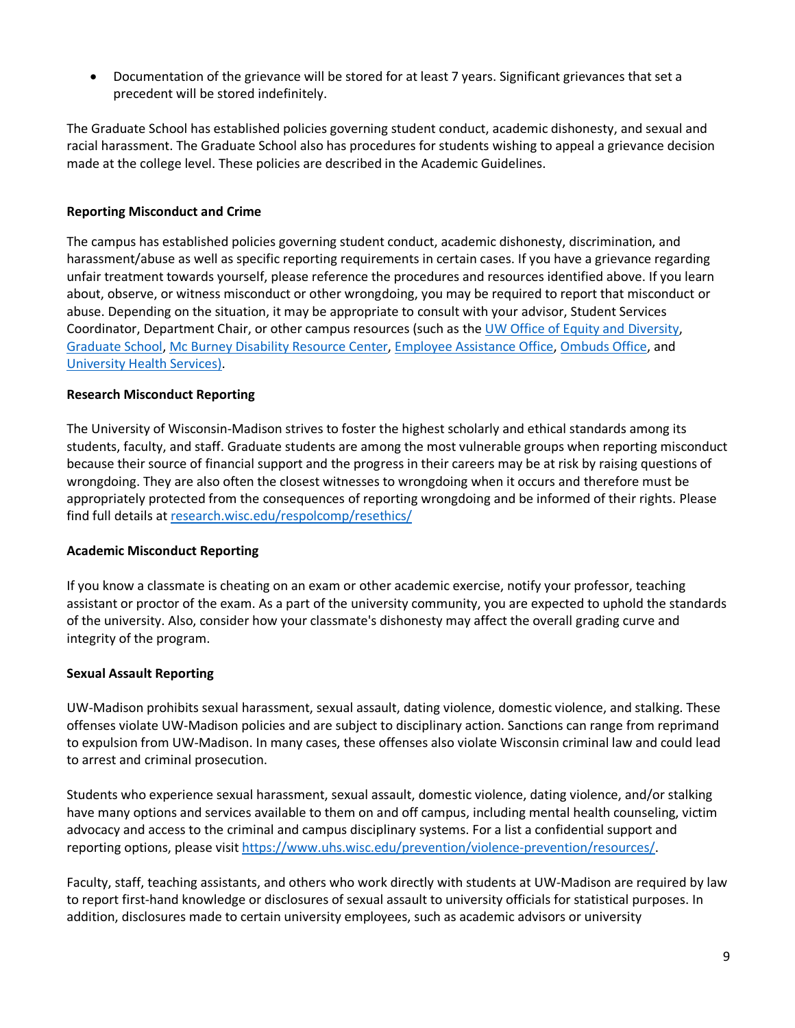- Documentation of the grievance will be stored for at least 7 years. Significant grievances that set a precedent will be stored indefinitely.

The Graduate School has established policies governing student conduct, academic dishonesty, and sexual and racial harassment. The Graduate School also has procedures for students wishing to appeal a grievance decision made at the college level. These policies are described in the Academic Guidelines.

**Reporting Misconduct and Crime**

The campus has established policies governing student conduct, academic dishonesty, discrimination, and harassment/abuse as well as specific reporting requirements in certain cases. If you have a grievance regarding unfair treatment towards yourself, please reference the procedures and resources identified above. If you learn about, observe, or witness misconduct or other wrongdoing, you may be required to report that misconduct or abuse. Depending on the situation, it may be appropriate to consult with your advisor, Student Services Coordinator, Department Chair, or other campus resources (such as the UW Office of Equity and Diversity, Graduate School, Mc Burney Disability Resource Center, Employee Assistance Office, Ombuds Office, and University Health Services).

**Research Misconduct Reporting**

The University of Wisconsin-Madison strives to foster the highest scholarly and ethical standards among its students, faculty, and staff. Graduate students are among the most vulnerable groups when reporting misconduct because their source of financial support and the progress in their careers may be at risk by raising questions of wrongdoing. They are also often the closest witnesses to wrongdoing when it occurs and therefore must be appropriately protected from the consequences of reporting wrongdoing and be informed of their rights. Please find full details at research.wisc.edu/respolcomp/resethics/

**Academic Misconduct Reporting**

If you know a classmate is cheating on an exam or other academic exercise, notify your professor, teaching assistant or proctor of the exam. As a part of the university community, you are expected to uphold the standards of the university. Also, consider how your classmate's dishonesty may affect the overall grading curve and integrity of the program.

**Sexual Assault Reporting**

UW-Madison prohibits sexual harassment, sexual assault, dating violence, domestic violence, and stalking. These offenses violate UW-Madison policies and are subject to disciplinary action. Sanctions can range from reprimand to expulsion from UW-Madison. In many cases, these offenses also violate Wisconsin criminal law and could lead to arrest and criminal prosecution.

Students who experience sexual harassment, sexual assault, domestic violence, dating violence, and/or stalking have many options and services available to them on and off campus, including mental health counseling, victim advocacy and access to the criminal and campus disciplinary systems. For a list a confidential support and reporting options, please visit https://www.uhs.wisc.edu/prevention/violence-prevention/resources/.

Faculty, staff, teaching assistants, and others who work directly with students at UW-Madison are required by law to report first-hand knowledge or disclosures of sexual assault to university officials for statistical purposes. In addition, disclosures made to certain university employees, such as academic advisors or university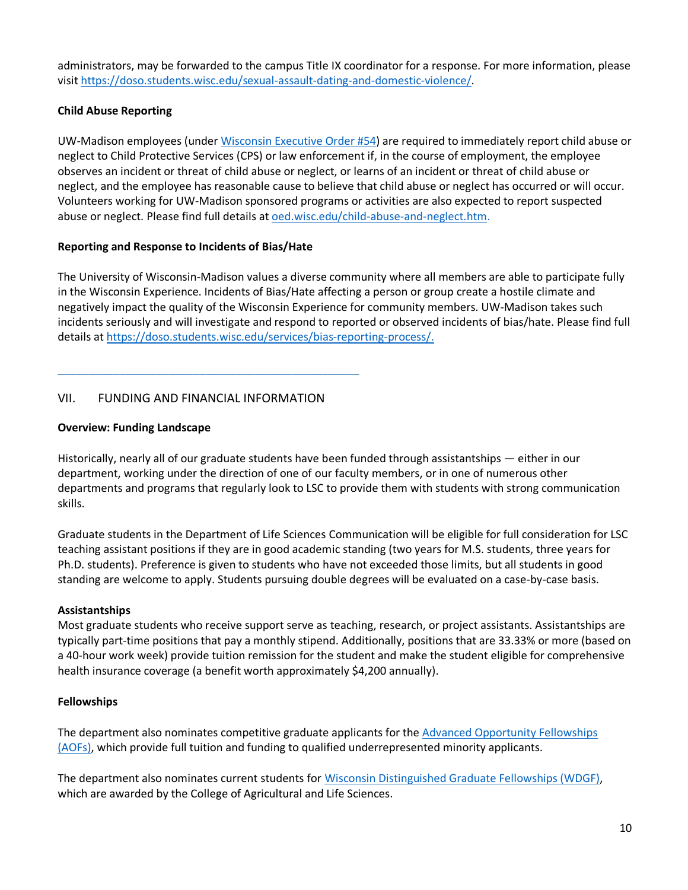administrators, may be forwarded to the campus Title IX coordinator for a response. For more information, please visit [https://doso.students.wisc.edu/sexual-assault-dating-and-domestic-violence/](https://doso.students.wisc.edu/sexual-assault-dating-and-domestic-violence/).

**Child Abuse Reporting**

UW-Madison employees (under [Wisconsin Executive Order #54](#)) are required to immediately report child abuse or neglect to Child Protective Services (CPS) or law enforcement if, in the course of employment, the employee observes an incident or threat of child abuse or neglect, or learns of an incident or threat of child abuse or neglect, and the employee has reasonable cause to believe that child abuse or neglect has occurred or will occur. Volunteers working for UW-Madison sponsored programs or activities are also expected to report suspected abuse or neglect. Please find full details at [oed.wisc.edu/child-abuse-and-neglect.htm](oed.wisc.edu/child-abuse-and-neglect.htm).

**Reporting and Response to Incidents of Bias/Hate**

The University of Wisconsin-Madison values a diverse community where all members are able to participate fully in the Wisconsin Experience. Incidents of Bias/Hate affecting a person or group create a hostile climate and negatively impact the quality of the Wisconsin Experience for community members. UW-Madison takes such incidents seriously and will investigate and respond to reported or observed incidents of bias/hate. Please find full details at [https://doso.students.wisc.edu/services/bias-reporting-process/.](https://doso.students.wisc.edu/services/bias-reporting-process/)

---

## VII. FUNDING AND FINANCIAL INFORMATION

**Overview: Funding Landscape**

Historically, nearly all of our graduate students have been funded through assistantships — either in our department, working under the direction of one of our faculty members, or in one of numerous other departments and programs that regularly look to LSC to provide them with students with strong communication skills.

Graduate students in the Department of Life Sciences Communication will be eligible for full consideration for LSC teaching assistant positions if they are in good academic standing (two years for M.S. students, three years for Ph.D. students). Preference is given to students who have not exceeded those limits, but all students in good standing are welcome to apply. Students pursuing double degrees will be evaluated on a case-by-case basis.

**Assistantships**

Most graduate students who receive support serve as teaching, research, or project assistants. Assistantships are typically part-time positions that pay a monthly stipend. Additionally, positions that are 33.33% or more (based on a 40-hour work week) provide tuition remission for the student and make the student eligible for comprehensive health insurance coverage (a benefit worth approximately $4,200 annually).

**Fellowships**

The department also nominates competitive graduate applicants for the [Advanced Opportunity Fellowships (AOFs)](#), which provide full tuition and funding to qualified underrepresented minority applicants.

The department also nominates current students for [Wisconsin Distinguished Graduate Fellowships (WDGF)](#), which are awarded by the College of Agricultural and Life Sciences.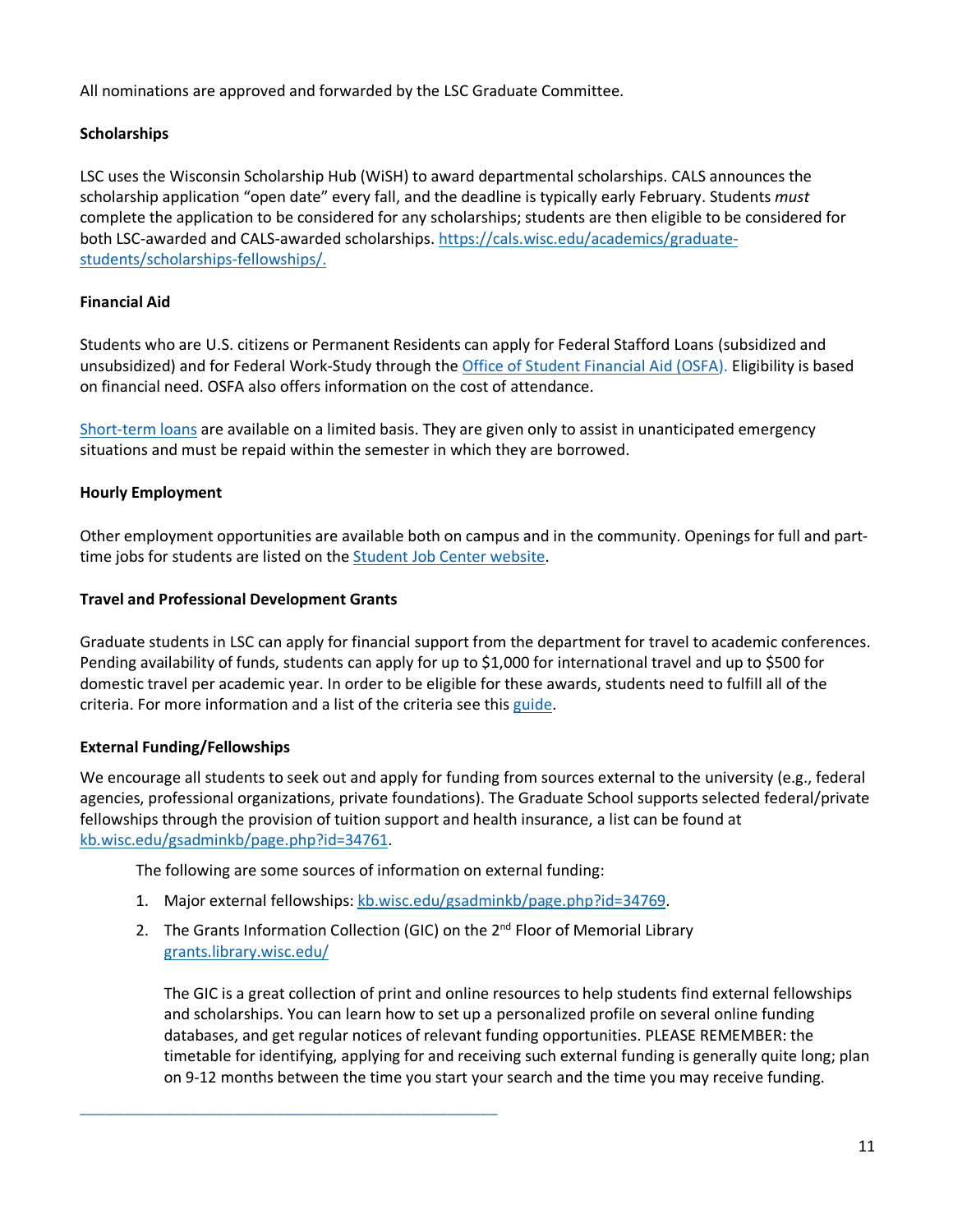All nominations are approved and forwarded by the LSC Graduate Committee.

**Scholarships**

LSC uses the Wisconsin Scholarship Hub (WiSH) to award departmental scholarships. CALS announces the scholarship application "open date" every fall, and the deadline is typically early February. Students *must* complete the application to be considered for any scholarships; students are then eligible to be considered for both LSC-awarded and CALS-awarded scholarships. [https://cals.wisc.edu/academics/graduate-students/scholarships-fellowships/.](https://cals.wisc.edu/academics/graduate-students/scholarships-fellowships/)

**Financial Aid**

Students who are U.S. citizens or Permanent Residents can apply for Federal Stafford Loans (subsidized and unsubsidized) and for Federal Work-Study through the Office of Student Financial Aid (OSFA). Eligibility is based on financial need. OSFA also offers information on the cost of attendance.

Short-term loans are available on a limited basis. They are given only to assist in unanticipated emergency situations and must be repaid within the semester in which they are borrowed.

**Hourly Employment**

Other employment opportunities are available both on campus and in the community. Openings for full and part-time jobs for students are listed on the Student Job Center website.

**Travel and Professional Development Grants**

Graduate students in LSC can apply for financial support from the department for travel to academic conferences. Pending availability of funds, students can apply for up to $1,000 for international travel and up to $500 for domestic travel per academic year. In order to be eligible for these awards, students need to fulfill all of the criteria. For more information and a list of the criteria see this guide.

**External Funding/Fellowships**

We encourage all students to seek out and apply for funding from sources external to the university (e.g., federal agencies, professional organizations, private foundations). The Graduate School supports selected federal/private fellowships through the provision of tuition support and health insurance, a list can be found at kb.wisc.edu/gsadminkb/page.php?id=34761.

The following are some sources of information on external funding:

1. Major external fellowships: kb.wisc.edu/gsadminkb/page.php?id=34769.
2. The Grants Information Collection (GIC) on the 2nd Floor of Memorial Library grants.library.wisc.edu/

   The GIC is a great collection of print and online resources to help students find external fellowships and scholarships. You can learn how to set up a personalized profile on several online funding databases, and get regular notices of relevant funding opportunities. PLEASE REMEMBER: the timetable for identifying, applying for and receiving such external funding is generally quite long; plan on 9-12 months between the time you start your search and the time you may receive funding.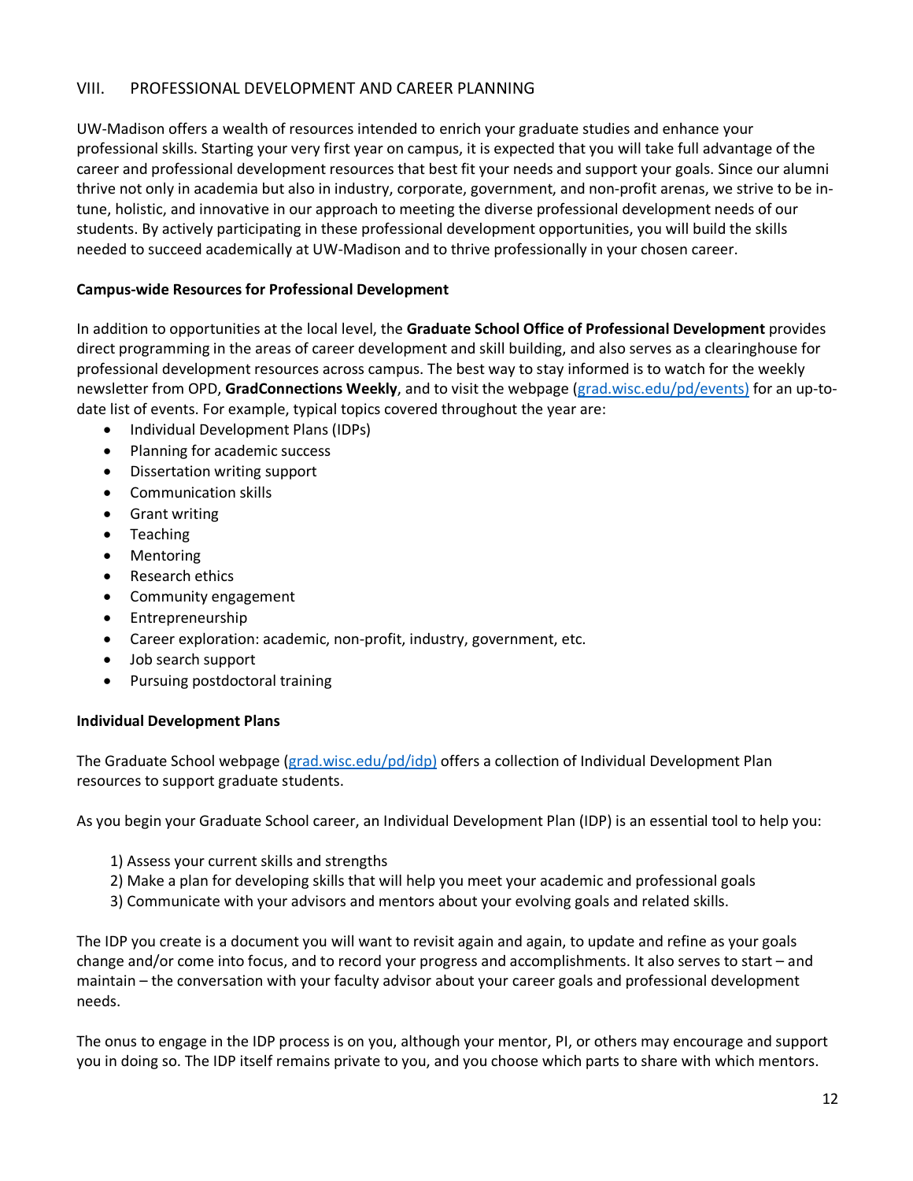## VIII. PROFESSIONAL DEVELOPMENT AND CAREER PLANNING

UW-Madison offers a wealth of resources intended to enrich your graduate studies and enhance your professional skills. Starting your very first year on campus, it is expected that you will take full advantage of the career and professional development resources that best fit your needs and support your goals. Since our alumni thrive not only in academia but also in industry, corporate, government, and non-profit arenas, we strive to be in-tune, holistic, and innovative in our approach to meeting the diverse professional development needs of our students. By actively participating in these professional development opportunities, you will build the skills needed to succeed academically at UW-Madison and to thrive professionally in your chosen career.

### Campus-wide Resources for Professional Development

In addition to opportunities at the local level, the **Graduate School Office of Professional Development** provides direct programming in the areas of career development and skill building, and also serves as a clearinghouse for professional development resources across campus. The best way to stay informed is to watch for the weekly newsletter from OPD, **GradConnections Weekly**, and to visit the webpage (grad.wisc.edu/pd/events) for an up-to-date list of events. For example, typical topics covered throughout the year are:

- Individual Development Plans (IDPs)
- Planning for academic success
- Dissertation writing support
- Communication skills
- Grant writing
- Teaching
- Mentoring
- Research ethics
- Community engagement
- Entrepreneurship
- Career exploration: academic, non-profit, industry, government, etc.
- Job search support
- Pursuing postdoctoral training

### Individual Development Plans

The Graduate School webpage (grad.wisc.edu/pd/idp) offers a collection of Individual Development Plan resources to support graduate students.

As you begin your Graduate School career, an Individual Development Plan (IDP) is an essential tool to help you:

1) Assess your current skills and strengths
2) Make a plan for developing skills that will help you meet your academic and professional goals
3) Communicate with your advisors and mentors about your evolving goals and related skills.

The IDP you create is a document you will want to revisit again and again, to update and refine as your goals change and/or come into focus, and to record your progress and accomplishments. It also serves to start – and maintain – the conversation with your faculty advisor about your career goals and professional development needs.

The onus to engage in the IDP process is on you, although your mentor, PI, or others may encourage and support you in doing so. The IDP itself remains private to you, and you choose which parts to share with which mentors.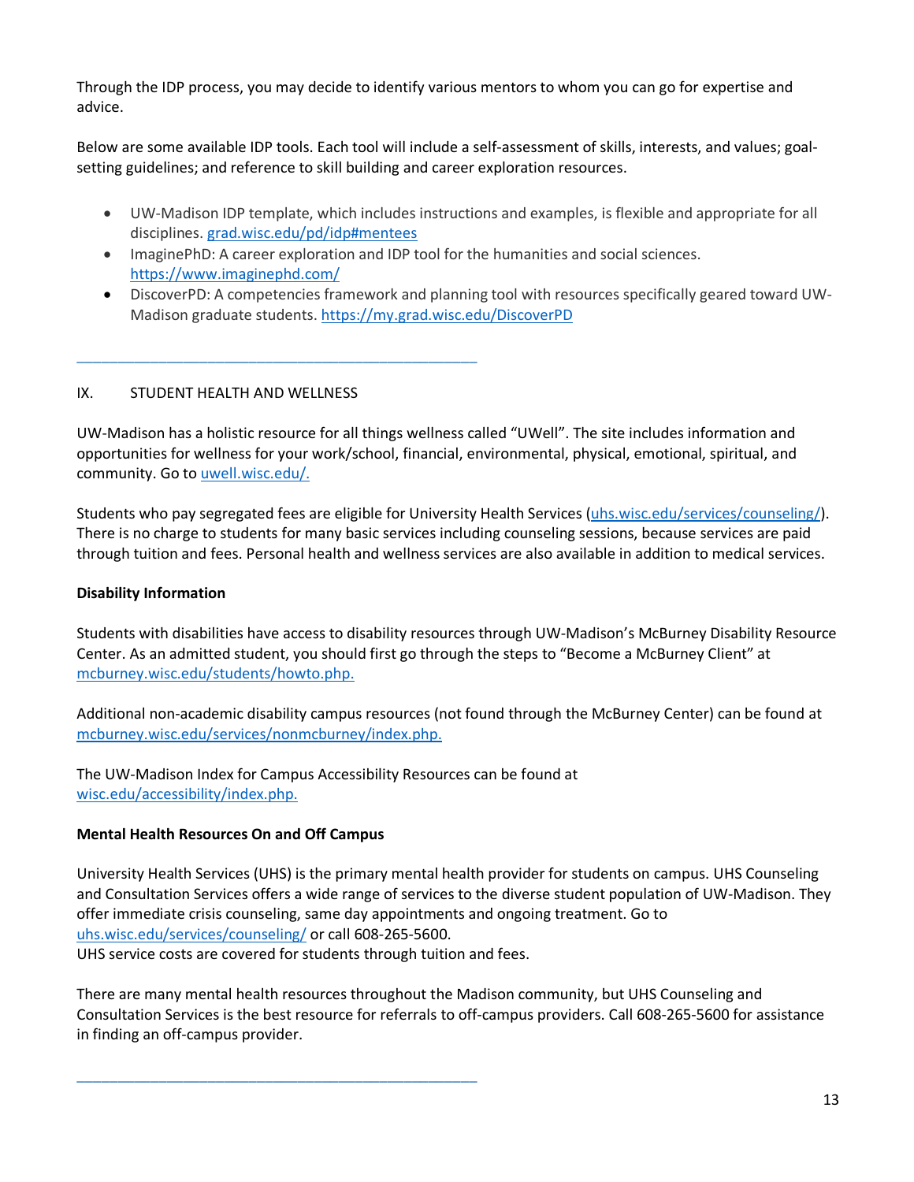Through the IDP process, you may decide to identify various mentors to whom you can go for expertise and advice.

Below are some available IDP tools. Each tool will include a self-assessment of skills, interests, and values; goal-setting guidelines; and reference to skill building and career exploration resources.

- UW-Madison IDP template, which includes instructions and examples, is flexible and appropriate for all disciplines. grad.wisc.edu/pd/idp#mentees
- ImaginePhD: A career exploration and IDP tool for the humanities and social sciences. https://www.imaginephd.com/
- DiscoverPD: A competencies framework and planning tool with resources specifically geared toward UW-Madison graduate students. https://my.grad.wisc.edu/DiscoverPD

---

## IX. STUDENT HEALTH AND WELLNESS

UW-Madison has a holistic resource for all things wellness called "UWell". The site includes information and opportunities for wellness for your work/school, financial, environmental, physical, emotional, spiritual, and community. Go to uwell.wisc.edu/.

Students who pay segregated fees are eligible for University Health Services (uhs.wisc.edu/services/counseling/). There is no charge to students for many basic services including counseling sessions, because services are paid through tuition and fees. Personal health and wellness services are also available in addition to medical services.

### Disability Information

Students with disabilities have access to disability resources through UW-Madison's McBurney Disability Resource Center. As an admitted student, you should first go through the steps to "Become a McBurney Client" at mcburney.wisc.edu/students/howto.php.

Additional non-academic disability campus resources (not found through the McBurney Center) can be found at mcburney.wisc.edu/services/nonmcburney/index.php.

The UW-Madison Index for Campus Accessibility Resources can be found at wisc.edu/accessibility/index.php.

### Mental Health Resources On and Off Campus

University Health Services (UHS) is the primary mental health provider for students on campus. UHS Counseling and Consultation Services offers a wide range of services to the diverse student population of UW-Madison. They offer immediate crisis counseling, same day appointments and ongoing treatment. Go to uhs.wisc.edu/services/counseling/ or call 608-265-5600.
UHS service costs are covered for students through tuition and fees.

There are many mental health resources throughout the Madison community, but UHS Counseling and Consultation Services is the best resource for referrals to off-campus providers. Call 608-265-5600 for assistance in finding an off-campus provider.

---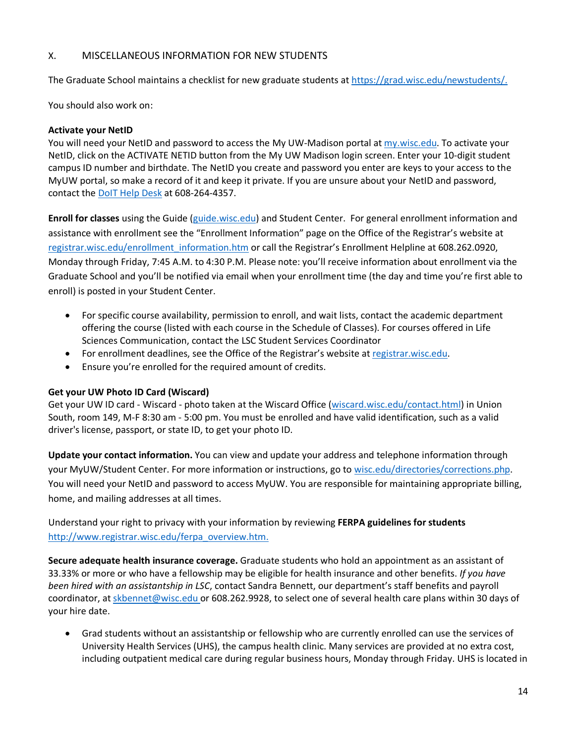## X. MISCELLANEOUS INFORMATION FOR NEW STUDENTS

The Graduate School maintains a checklist for new graduate students at https://grad.wisc.edu/newstudents/.

You should also work on:

**Activate your NetID**
You will need your NetID and password to access the My UW-Madison portal at my.wisc.edu. To activate your NetID, click on the ACTIVATE NETID button from the My UW Madison login screen. Enter your 10-digit student campus ID number and birthdate. The NetID you create and password you enter are keys to your access to the MyUW portal, so make a record of it and keep it private. If you are unsure about your NetID and password, contact the DoIT Help Desk at 608-264-4357.

**Enroll for classes** using the Guide (guide.wisc.edu) and Student Center. For general enrollment information and assistance with enrollment see the "Enrollment Information" page on the Office of the Registrar's website at registrar.wisc.edu/enrollment_information.htm or call the Registrar's Enrollment Helpline at 608.262.0920, Monday through Friday, 7:45 A.M. to 4:30 P.M. Please note: you'll receive information about enrollment via the Graduate School and you'll be notified via email when your enrollment time (the day and time you're first able to enroll) is posted in your Student Center.

- For specific course availability, permission to enroll, and wait lists, contact the academic department offering the course (listed with each course in the Schedule of Classes). For courses offered in Life Sciences Communication, contact the LSC Student Services Coordinator
- For enrollment deadlines, see the Office of the Registrar's website at registrar.wisc.edu.
- Ensure you're enrolled for the required amount of credits.

**Get your UW Photo ID Card (Wiscard)**
Get your UW ID card - Wiscard - photo taken at the Wiscard Office (wiscard.wisc.edu/contact.html) in Union South, room 149, M-F 8:30 am - 5:00 pm. You must be enrolled and have valid identification, such as a valid driver's license, passport, or state ID, to get your photo ID.

**Update your contact information.** You can view and update your address and telephone information through your MyUW/Student Center. For more information or instructions, go to wisc.edu/directories/corrections.php. You will need your NetID and password to access MyUW. You are responsible for maintaining appropriate billing, home, and mailing addresses at all times.

Understand your right to privacy with your information by reviewing **FERPA guidelines for students** http://www.registrar.wisc.edu/ferpa_overview.htm.

**Secure adequate health insurance coverage.** Graduate students who hold an appointment as an assistant of 33.33% or more or who have a fellowship may be eligible for health insurance and other benefits. *If you have been hired with an assistantship in LSC*, contact Sandra Bennett, our department's staff benefits and payroll coordinator, at skbennet@wisc.edu or 608.262.9928, to select one of several health care plans within 30 days of your hire date.

- Grad students without an assistantship or fellowship who are currently enrolled can use the services of University Health Services (UHS), the campus health clinic. Many services are provided at no extra cost, including outpatient medical care during regular business hours, Monday through Friday. UHS is located in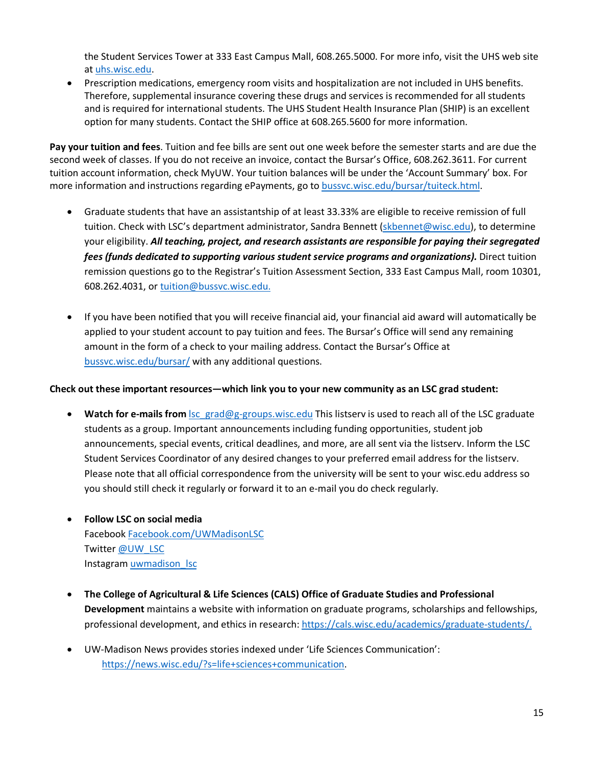the Student Services Tower at 333 East Campus Mall, 608.265.5000. For more info, visit the UHS web site at uhs.wisc.edu.

- Prescription medications, emergency room visits and hospitalization are not included in UHS benefits. Therefore, supplemental insurance covering these drugs and services is recommended for all students and is required for international students. The UHS Student Health Insurance Plan (SHIP) is an excellent option for many students. Contact the SHIP office at 608.265.5600 for more information.

**Pay your tuition and fees**. Tuition and fee bills are sent out one week before the semester starts and are due the second week of classes. If you do not receive an invoice, contact the Bursar's Office, 608.262.3611. For current tuition account information, check MyUW. Your tuition balances will be under the 'Account Summary' box. For more information and instructions regarding ePayments, go to bussvc.wisc.edu/bursar/tuiteck.html.

- Graduate students that have an assistantship of at least 33.33% are eligible to receive remission of full tuition. Check with LSC's department administrator, Sandra Bennett (skbennet@wisc.edu), to determine your eligibility. ***All teaching, project, and research assistants are responsible for paying their segregated fees (funds dedicated to supporting various student service programs and organizations).*** Direct tuition remission questions go to the Registrar's Tuition Assessment Section, 333 East Campus Mall, room 10301, 608.262.4031, or tuition@bussvc.wisc.edu.

- If you have been notified that you will receive financial aid, your financial aid award will automatically be applied to your student account to pay tuition and fees. The Bursar's Office will send any remaining amount in the form of a check to your mailing address. Contact the Bursar's Office at bussvc.wisc.edu/bursar/ with any additional questions.

**Check out these important resources—which link you to your new community as an LSC grad student:**

- **Watch for e-mails from** lsc_grad@g-groups.wisc.edu This listserv is used to reach all of the LSC graduate students as a group. Important announcements including funding opportunities, student job announcements, special events, critical deadlines, and more, are all sent via the listserv. Inform the LSC Student Services Coordinator of any desired changes to your preferred email address for the listserv. Please note that all official correspondence from the university will be sent to your wisc.edu address so you should still check it regularly or forward it to an e-mail you do check regularly.

- **Follow LSC on social media**
  Facebook Facebook.com/UWMadisonLSC
  Twitter @UW_LSC
  Instagram uwmadison_lsc

- **The College of Agricultural & Life Sciences (CALS) Office of Graduate Studies and Professional Development** maintains a website with information on graduate programs, scholarships and fellowships, professional development, and ethics in research: https://cals.wisc.edu/academics/graduate-students/.

- UW-Madison News provides stories indexed under 'Life Sciences Communication': https://news.wisc.edu/?s=life+sciences+communication.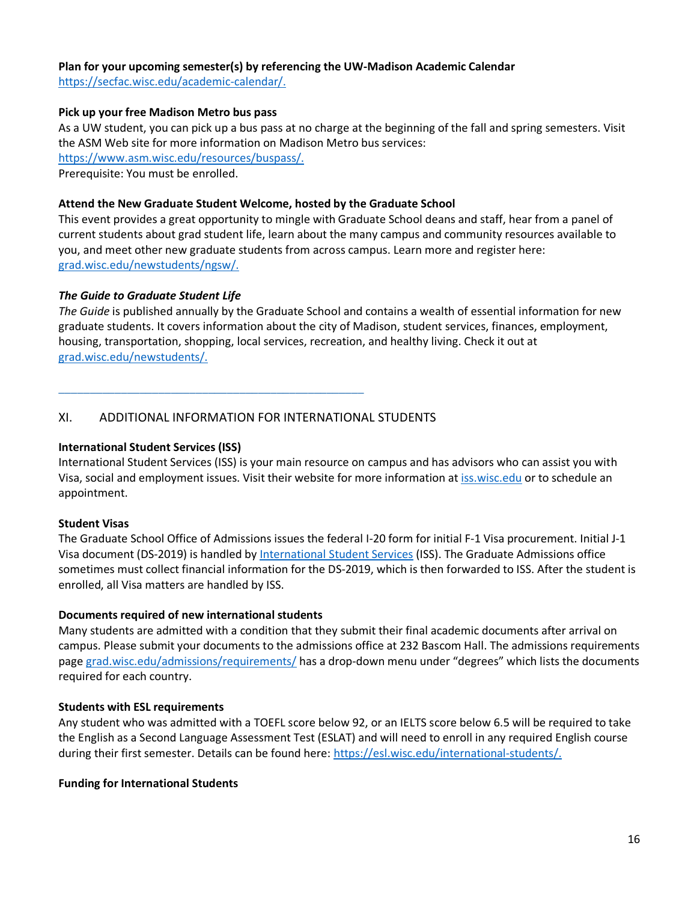**Plan for your upcoming semester(s) by referencing the UW-Madison Academic Calendar**
https://secfac.wisc.edu/academic-calendar/.

**Pick up your free Madison Metro bus pass**
As a UW student, you can pick up a bus pass at no charge at the beginning of the fall and spring semesters. Visit the ASM Web site for more information on Madison Metro bus services:
https://www.asm.wisc.edu/resources/buspass/.
Prerequisite: You must be enrolled.

**Attend the New Graduate Student Welcome, hosted by the Graduate School**
This event provides a great opportunity to mingle with Graduate School deans and staff, hear from a panel of current students about grad student life, learn about the many campus and community resources available to you, and meet other new graduate students from across campus. Learn more and register here:
grad.wisc.edu/newstudents/ngsw/.

***The Guide to Graduate Student Life***
*The Guide* is published annually by the Graduate School and contains a wealth of essential information for new graduate students. It covers information about the city of Madison, student services, finances, employment, housing, transportation, shopping, local services, recreation, and healthy living. Check it out at
grad.wisc.edu/newstudents/.

---

## XI. ADDITIONAL INFORMATION FOR INTERNATIONAL STUDENTS

**International Student Services (ISS)**
International Student Services (ISS) is your main resource on campus and has advisors who can assist you with Visa, social and employment issues. Visit their website for more information at iss.wisc.edu or to schedule an appointment.

**Student Visas**
The Graduate School Office of Admissions issues the federal I-20 form for initial F-1 Visa procurement. Initial J-1 Visa document (DS-2019) is handled by International Student Services (ISS). The Graduate Admissions office sometimes must collect financial information for the DS-2019, which is then forwarded to ISS. After the student is enrolled, all Visa matters are handled by ISS.

**Documents required of new international students**
Many students are admitted with a condition that they submit their final academic documents after arrival on campus. Please submit your documents to the admissions office at 232 Bascom Hall. The admissions requirements page grad.wisc.edu/admissions/requirements/ has a drop-down menu under "degrees" which lists the documents required for each country.

**Students with ESL requirements**
Any student who was admitted with a TOEFL score below 92, or an IELTS score below 6.5 will be required to take the English as a Second Language Assessment Test (ESLAT) and will need to enroll in any required English course during their first semester. Details can be found here: https://esl.wisc.edu/international-students/.

**Funding for International Students**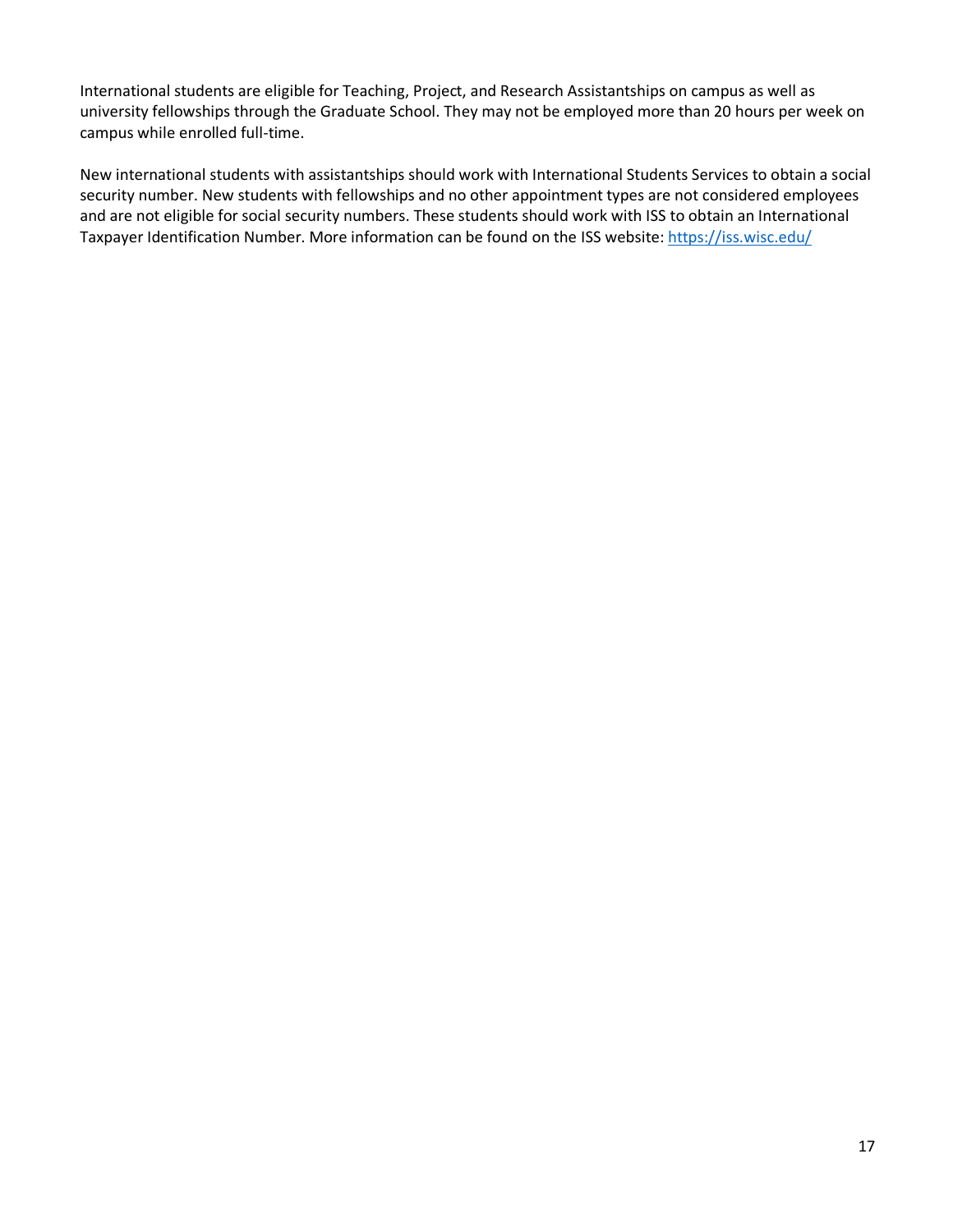International students are eligible for Teaching, Project, and Research Assistantships on campus as well as university fellowships through the Graduate School. They may not be employed more than 20 hours per week on campus while enrolled full-time.

New international students with assistantships should work with International Students Services to obtain a social security number. New students with fellowships and no other appointment types are not considered employees and are not eligible for social security numbers. These students should work with ISS to obtain an International Taxpayer Identification Number. More information can be found on the ISS website: https://iss.wisc.edu/